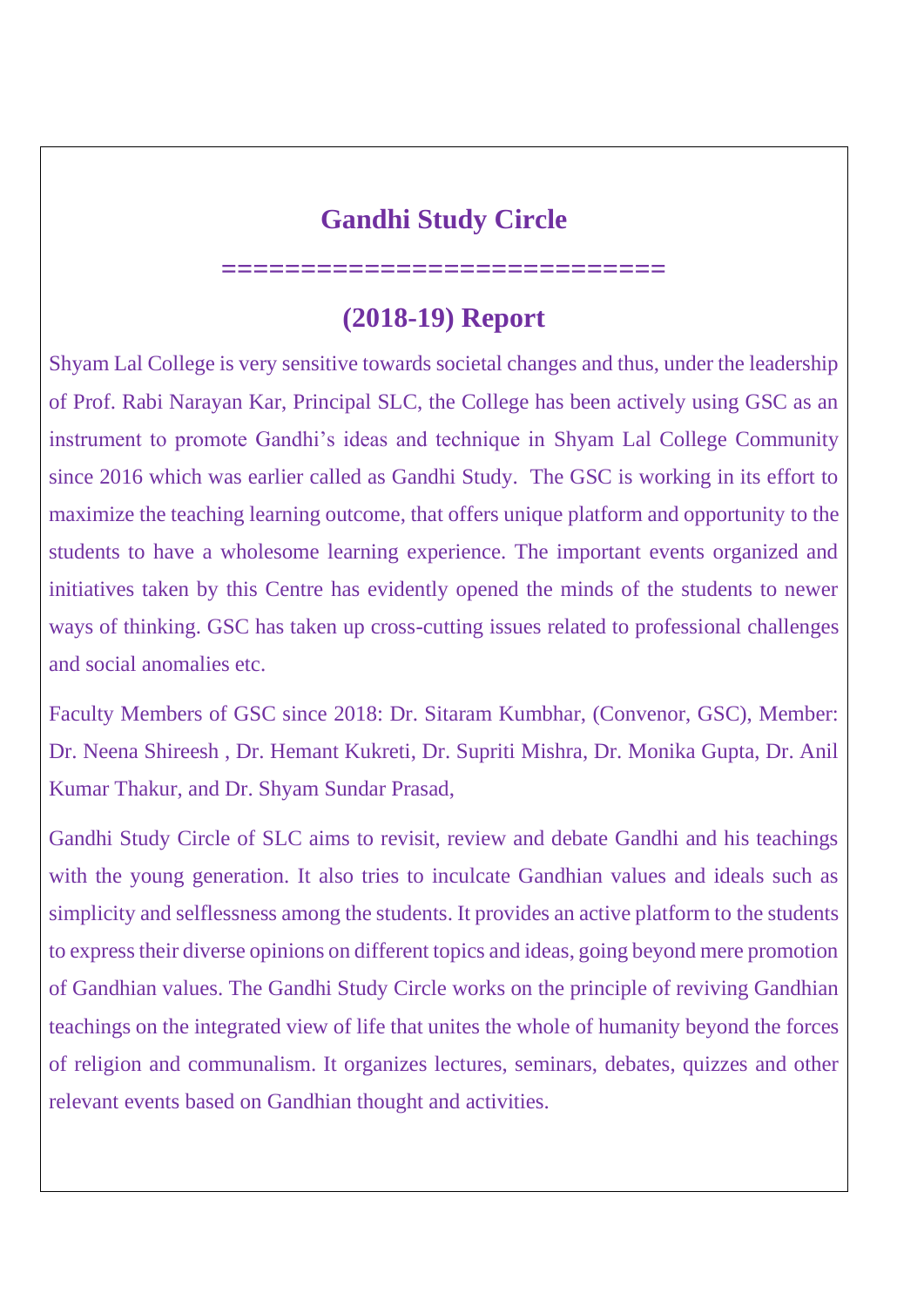# Gandhi Study Circle

===========================

## (2018-19) Report

Shyam Lal College is very sensitive towards societal changes and thus, under the leadership of Prof. Rabi Narayan Kar, Principal SLC, the College has been actively using GSC as an instrument to promote Gandhi's ideas and technique in Shyam Lal College Community since 2016 which was earlier called as Gandhi Study. The GSC is working in its effort to maximize the teaching learning outcome, that offers unique platform and opportunity to the students to have a wholesome learning experience. The important events organized and initiatives taken by this Centre has evidently opened the minds of the students to newer ways of thinking. GSC has taken up cross-cutting issues related to professional challenges and social anomalies etc.

Faculty Members of GSC since 2018: Dr. Sitaram Kumbhar, (Convenor, GSC), Member: Dr. Neena Shireesh , Dr. Hemant Kukreti, Dr. Supriti Mishra, Dr. Monika Gupta, Dr. Anil Kumar Thakur, and Dr. Shyam Sundar Prasad,

Gandhi Study Circle of SLC aims to revisit, review and debate Gandhi and his teachings with the young generation. It also tries to inculcate Gandhian values and ideals such as simplicity and selflessness among the students. It provides an active platform to the students to express their diverse opinions on different topics and ideas, going beyond mere promotion of Gandhian values. The Gandhi Study Circle works on the principle of reviving Gandhian teachings on the integrated view of life that unites the whole of humanity beyond the forces of religion and communalism. It organizes lectures, seminars, debates, quizzes and other relevant events based on Gandhian thought and activities.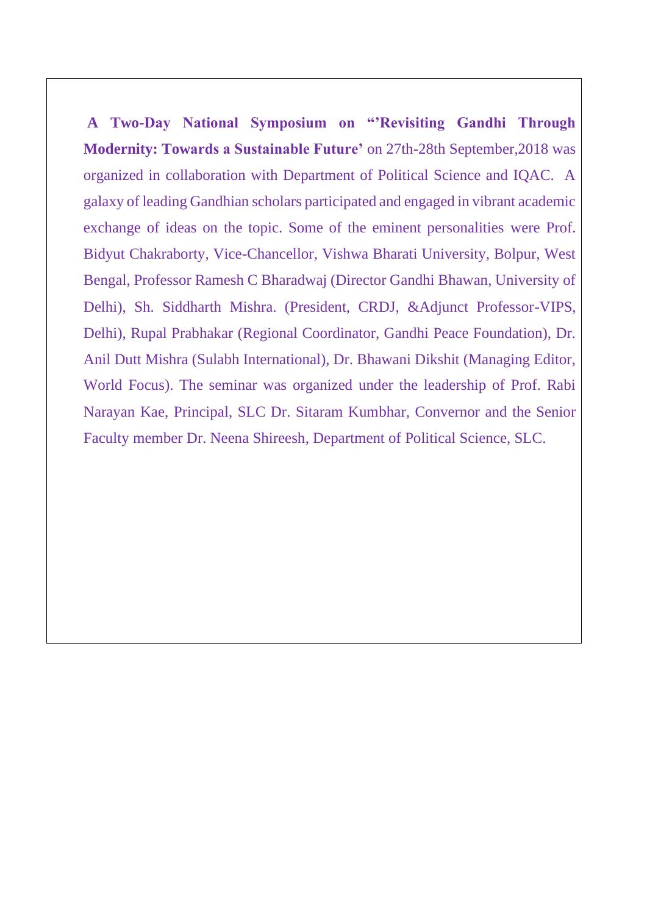**A Two-Day National Symposium on “’Revisiting Gandhi Through Modernity: Towards a Sustainable Future’** on 27th-28th September,2018 was organized in collaboration with Department of Political Science and IQAC. A galaxy of leading Gandhian scholars participated and engaged in vibrant academic exchange of ideas on the topic. Some of the eminent personalities were Prof. Bidyut Chakraborty, Vice-Chancellor, Vishwa Bharati University, Bolpur, West Bengal, Professor Ramesh C Bharadwaj (Director Gandhi Bhawan, University of Delhi), Sh. Siddharth Mishra. (President, CRDJ, &Adjunct Professor-VIPS, Delhi), Rupal Prabhakar (Regional Coordinator, Gandhi Peace Foundation), Dr. Anil Dutt Mishra (Sulabh International), Dr. Bhawani Dikshit (Managing Editor, World Focus). The seminar was organized under the leadership of Prof. Rabi Narayan Kae, Principal, SLC Dr. Sitaram Kumbhar, Convernor and the Senior Faculty member Dr. Neena Shireesh, Department of Political Science, SLC.